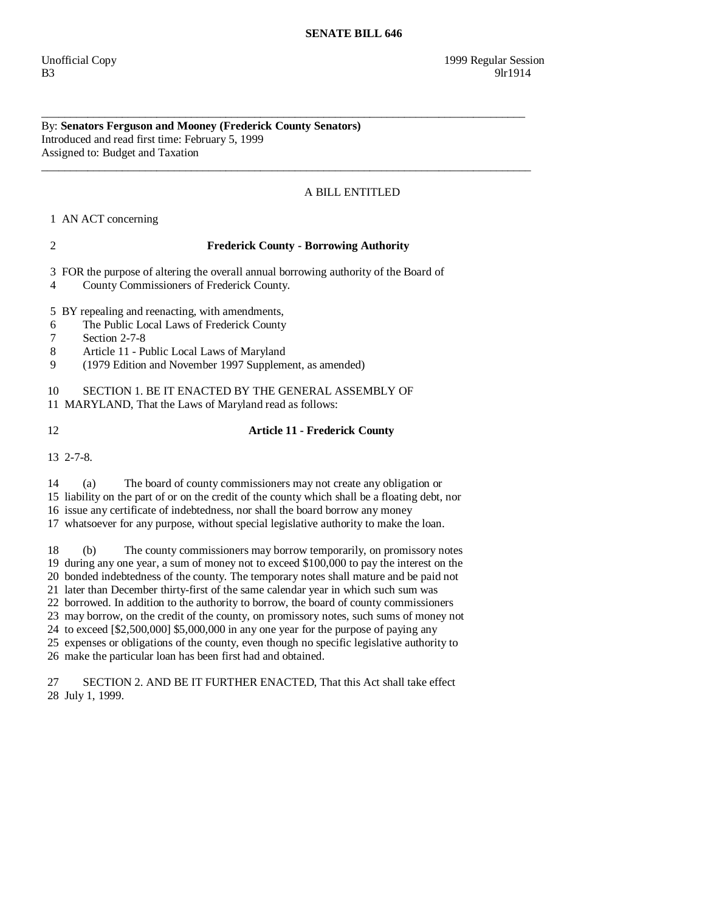# SENATE BILL 646

Unofficial Copy 1999 Regular Session
B3 9lr1914

---

By: **Senators Ferguson and Mooney (Frederick County Senators)**
Introduced and read first time: February 5, 1999
Assigned to: Budget and Taxation

---

A BILL ENTITLED

1 AN ACT concerning

2 **Frederick County - Borrowing Authority**

3 FOR the purpose of altering the overall annual borrowing authority of the Board of
4 County Commissioners of Frederick County.

5 BY repealing and reenacting, with amendments,
6 The Public Local Laws of Frederick County
7 Section 2-7-8
8 Article 11 - Public Local Laws of Maryland
9 (1979 Edition and November 1997 Supplement, as amended)

10 SECTION 1. BE IT ENACTED BY THE GENERAL ASSEMBLY OF
11 MARYLAND, That the Laws of Maryland read as follows:

12 **Article 11 - Frederick County**

13 2-7-8.

14 (a) The board of county commissioners may not create any obligation or
15 liability on the part of or on the credit of the county which shall be a floating debt, nor
16 issue any certificate of indebtedness, nor shall the board borrow any money
17 whatsoever for any purpose, without special legislative authority to make the loan.

18 (b) The county commissioners may borrow temporarily, on promissory notes
19 during any one year, a sum of money not to exceed $100,000 to pay the interest on the
20 bonded indebtedness of the county. The temporary notes shall mature and be paid not
21 later than December thirty-first of the same calendar year in which such sum was
22 borrowed. In addition to the authority to borrow, the board of county commissioners
23 may borrow, on the credit of the county, on promissory notes, such sums of money not
24 to exceed [$2,500,000] $5,000,000 in any one year for the purpose of paying any
25 expenses or obligations of the county, even though no specific legislative authority to
26 make the particular loan has been first had and obtained.

27 SECTION 2. AND BE IT FURTHER ENACTED, That this Act shall take effect
28 July 1, 1999.